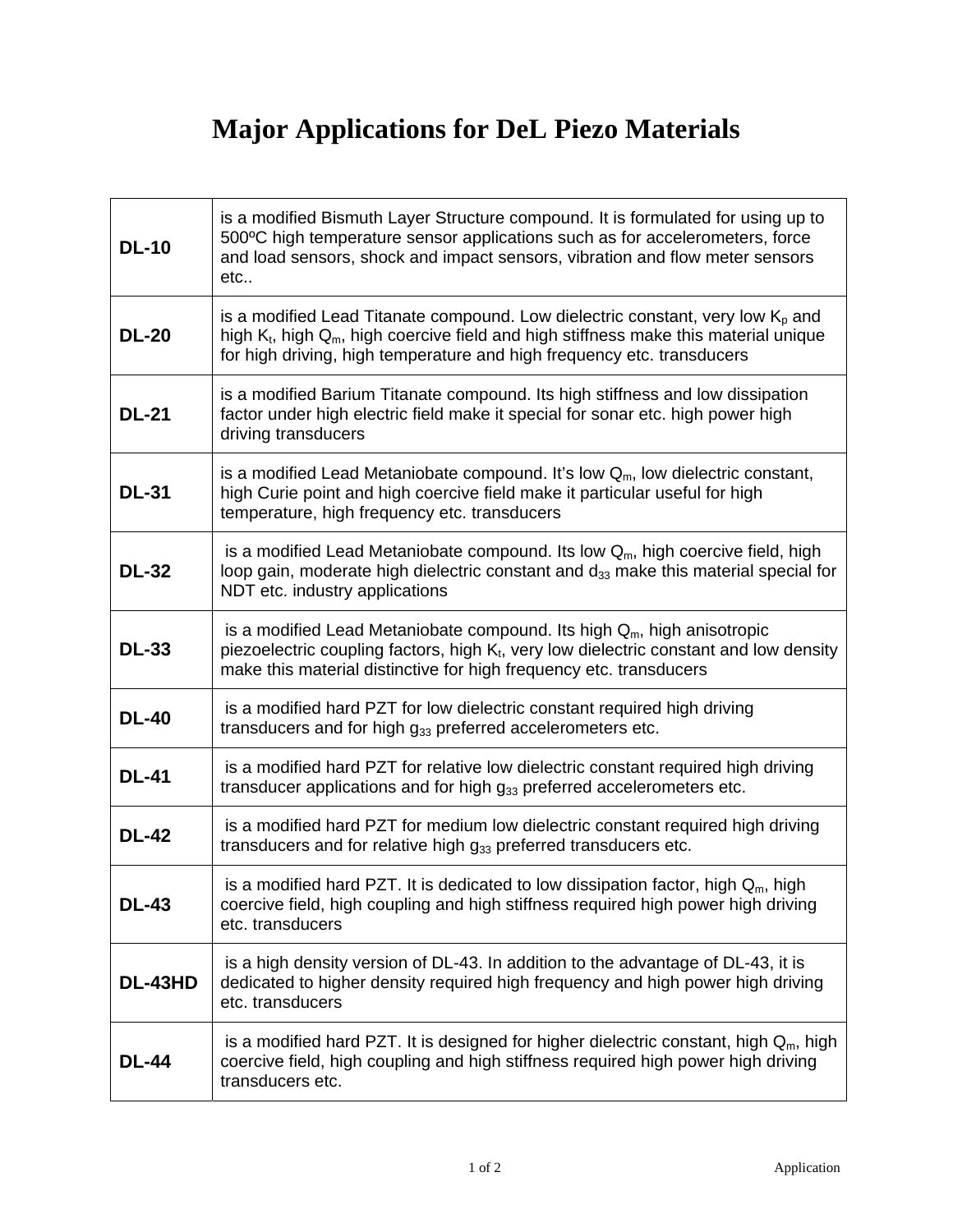# Major Applications for DeL Piezo Materials

| | |
|---|---|
| **DL-10** | is a modified Bismuth Layer Structure compound. It is formulated for using up to 500ºC high temperature sensor applications such as for accelerometers, force and load sensors, shock and impact sensors, vibration and flow meter sensors etc.. |
| **DL-20** | is a modified Lead Titanate compound. Low dielectric constant, very low $K_p$ and high $K_t$, high $Q_m$, high coercive field and high stiffness make this material unique for high driving, high temperature and high frequency etc. transducers |
| **DL-21** | is a modified Barium Titanate compound. Its high stiffness and low dissipation factor under high electric field make it special for sonar etc. high power high driving transducers |
| **DL-31** | is a modified Lead Metaniobate compound. It's low $Q_m$, low dielectric constant, high Curie point and high coercive field make it particular useful for high temperature, high frequency etc. transducers |
| **DL-32** | is a modified Lead Metaniobate compound. Its low $Q_m$, high coercive field, high loop gain, moderate high dielectric constant and $d_{33}$ make this material special for NDT etc. industry applications |
| **DL-33** | is a modified Lead Metaniobate compound. Its high $Q_m$, high anisotropic piezoelectric coupling factors, high $K_t$, very low dielectric constant and low density make this material distinctive for high frequency etc. transducers |
| **DL-40** | is a modified hard PZT for low dielectric constant required high driving transducers and for high $g_{33}$ preferred accelerometers etc. |
| **DL-41** | is a modified hard PZT for relative low dielectric constant required high driving transducer applications and for high $g_{33}$ preferred accelerometers etc. |
| **DL-42** | is a modified hard PZT for medium low dielectric constant required high driving transducers and for relative high $g_{33}$ preferred transducers etc. |
| **DL-43** | is a modified hard PZT. It is dedicated to low dissipation factor, high $Q_m$, high coercive field, high coupling and high stiffness required high power high driving etc. transducers |
| **DL-43HD** | is a high density version of DL-43. In addition to the advantage of DL-43, it is dedicated to higher density required high frequency and high power high driving etc. transducers |
| **DL-44** | is a modified hard PZT. It is designed for higher dielectric constant, high $Q_m$, high coercive field, high coupling and high stiffness required high power high driving transducers etc. |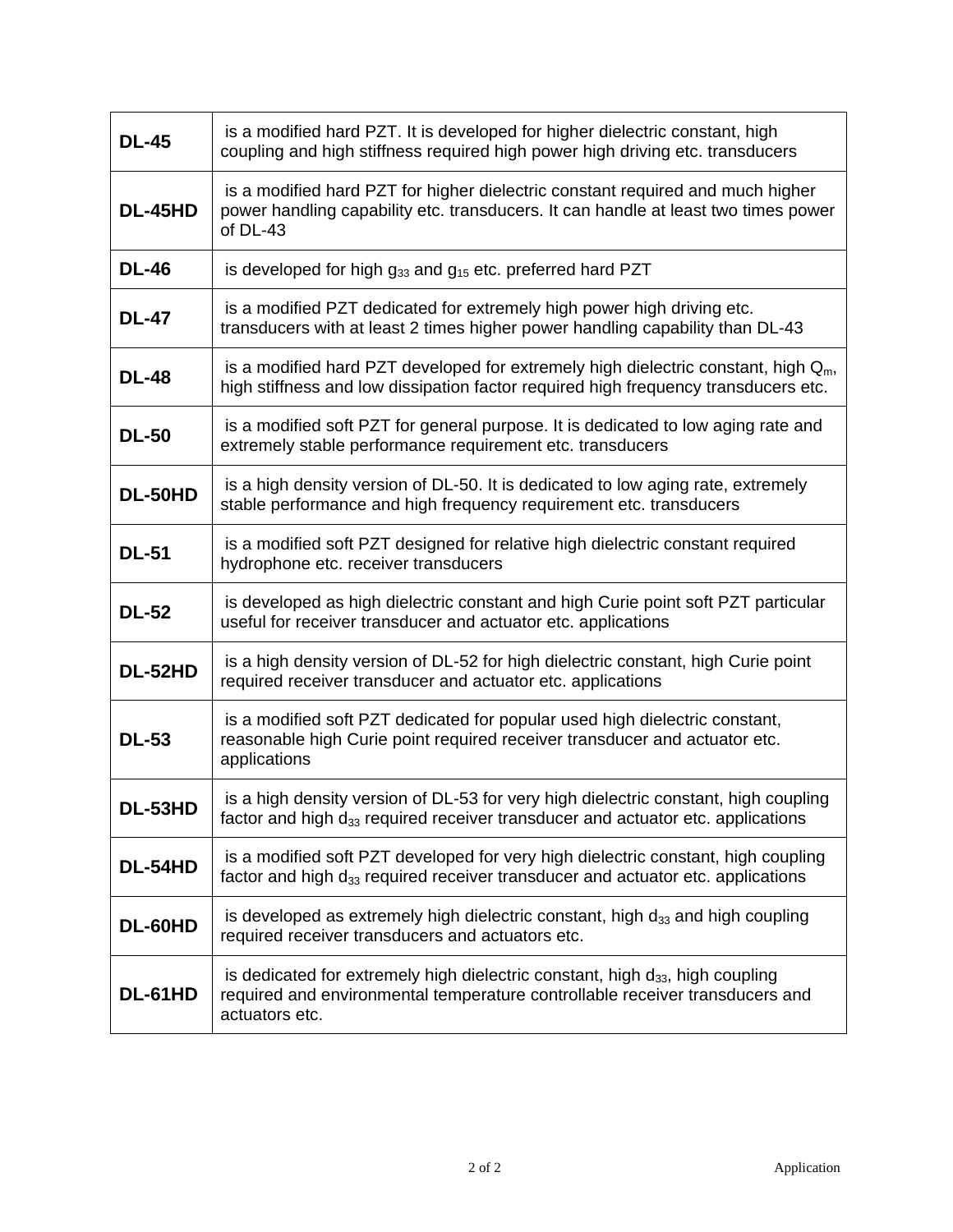| | |
|---|---|
| **DL-45** | is a modified hard PZT. It is developed for higher dielectric constant, high coupling and high stiffness required high power high driving etc. transducers |
| **DL-45HD** | is a modified hard PZT for higher dielectric constant required and much higher power handling capability etc. transducers. It can handle at least two times power of DL-43 |
| **DL-46** | is developed for high $g_{33}$ and $g_{15}$ etc. preferred hard PZT |
| **DL-47** | is a modified PZT dedicated for extremely high power high driving etc. transducers with at least 2 times higher power handling capability than DL-43 |
| **DL-48** | is a modified hard PZT developed for extremely high dielectric constant, high $Q_m$, high stiffness and low dissipation factor required high frequency transducers etc. |
| **DL-50** | is a modified soft PZT for general purpose. It is dedicated to low aging rate and extremely stable performance requirement etc. transducers |
| **DL-50HD** | is a high density version of DL-50. It is dedicated to low aging rate, extremely stable performance and high frequency requirement etc. transducers |
| **DL-51** | is a modified soft PZT designed for relative high dielectric constant required hydrophone etc. receiver transducers |
| **DL-52** | is developed as high dielectric constant and high Curie point soft PZT particular useful for receiver transducer and actuator etc. applications |
| **DL-52HD** | is a high density version of DL-52 for high dielectric constant, high Curie point required receiver transducer and actuator etc. applications |
| **DL-53** | is a modified soft PZT dedicated for popular used high dielectric constant, reasonable high Curie point required receiver transducer and actuator etc. applications |
| **DL-53HD** | is a high density version of DL-53 for very high dielectric constant, high coupling factor and high $d_{33}$ required receiver transducer and actuator etc. applications |
| **DL-54HD** | is a modified soft PZT developed for very high dielectric constant, high coupling factor and high $d_{33}$ required receiver transducer and actuator etc. applications |
| **DL-60HD** | is developed as extremely high dielectric constant, high $d_{33}$ and high coupling required receiver transducers and actuators etc. |
| **DL-61HD** | is dedicated for extremely high dielectric constant, high $d_{33}$, high coupling required and environmental temperature controllable receiver transducers and actuators etc. |